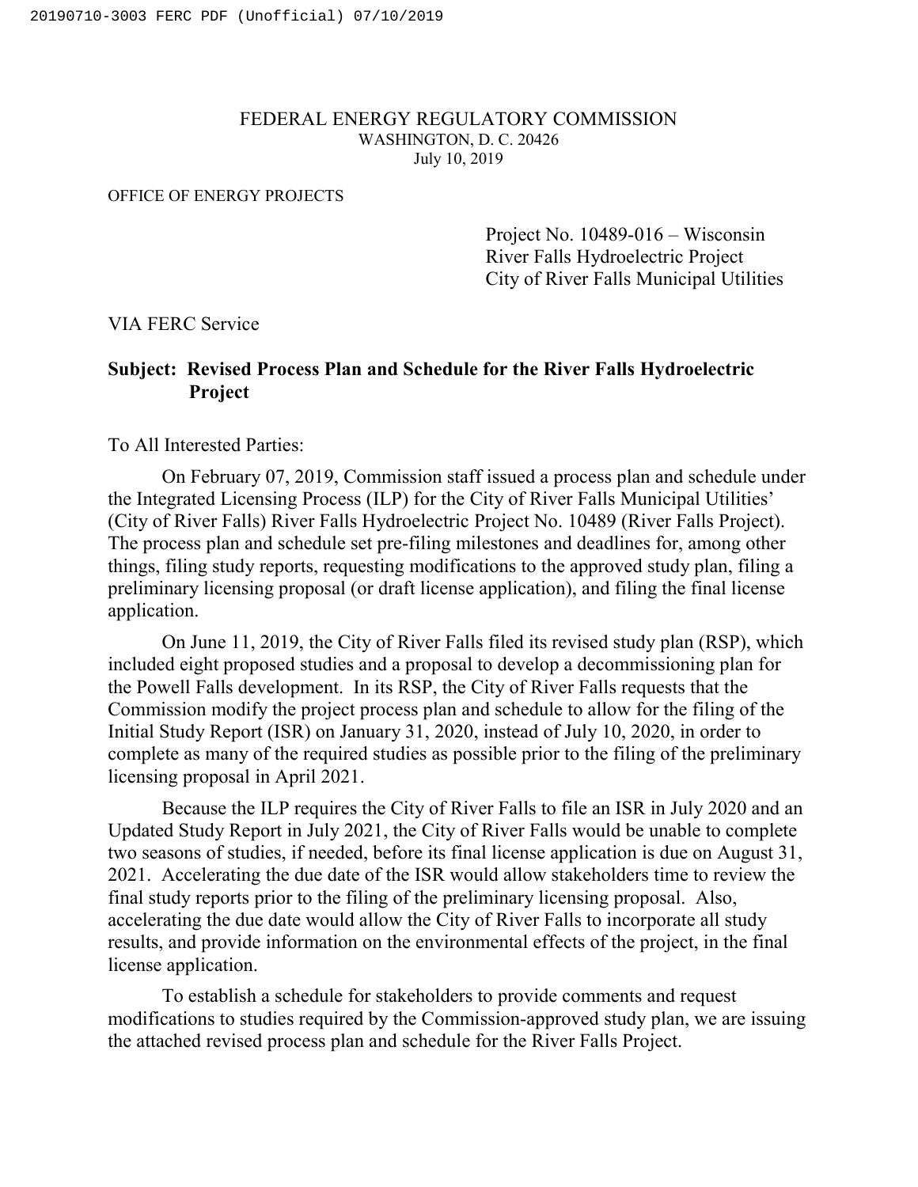FEDERAL ENERGY REGULATORY COMMISSION
WASHINGTON, D. C. 20426
July 10, 2019

OFFICE OF ENERGY PROJECTS

Project No. 10489-016 – Wisconsin
River Falls Hydroelectric Project
City of River Falls Municipal Utilities

VIA FERC Service

**Subject: Revised Process Plan and Schedule for the River Falls Hydroelectric Project**

To All Interested Parties:

On February 07, 2019, Commission staff issued a process plan and schedule under the Integrated Licensing Process (ILP) for the City of River Falls Municipal Utilities' (City of River Falls) River Falls Hydroelectric Project No. 10489 (River Falls Project). The process plan and schedule set pre-filing milestones and deadlines for, among other things, filing study reports, requesting modifications to the approved study plan, filing a preliminary licensing proposal (or draft license application), and filing the final license application.

On June 11, 2019, the City of River Falls filed its revised study plan (RSP), which included eight proposed studies and a proposal to develop a decommissioning plan for the Powell Falls development. In its RSP, the City of River Falls requests that the Commission modify the project process plan and schedule to allow for the filing of the Initial Study Report (ISR) on January 31, 2020, instead of July 10, 2020, in order to complete as many of the required studies as possible prior to the filing of the preliminary licensing proposal in April 2021.

Because the ILP requires the City of River Falls to file an ISR in July 2020 and an Updated Study Report in July 2021, the City of River Falls would be unable to complete two seasons of studies, if needed, before its final license application is due on August 31, 2021. Accelerating the due date of the ISR would allow stakeholders time to review the final study reports prior to the filing of the preliminary licensing proposal. Also, accelerating the due date would allow the City of River Falls to incorporate all study results, and provide information on the environmental effects of the project, in the final license application.

To establish a schedule for stakeholders to provide comments and request modifications to studies required by the Commission-approved study plan, we are issuing the attached revised process plan and schedule for the River Falls Project.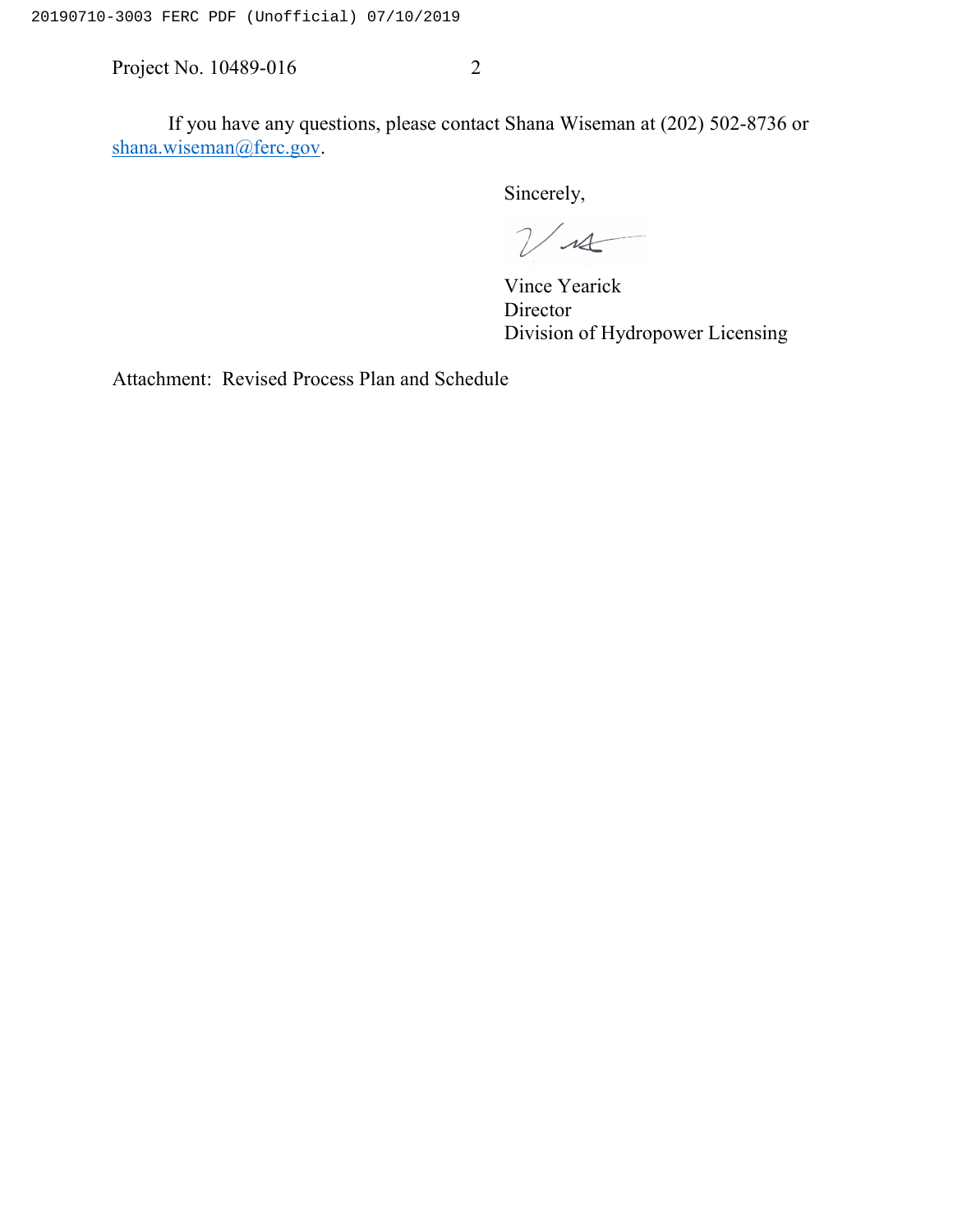If you have any questions, please contact Shana Wiseman at (202) 502-8736 or shana.wiseman@ferc.gov.

Sincerely,

Vince Yearick
Director
Division of Hydropower Licensing

Attachment: Revised Process Plan and Schedule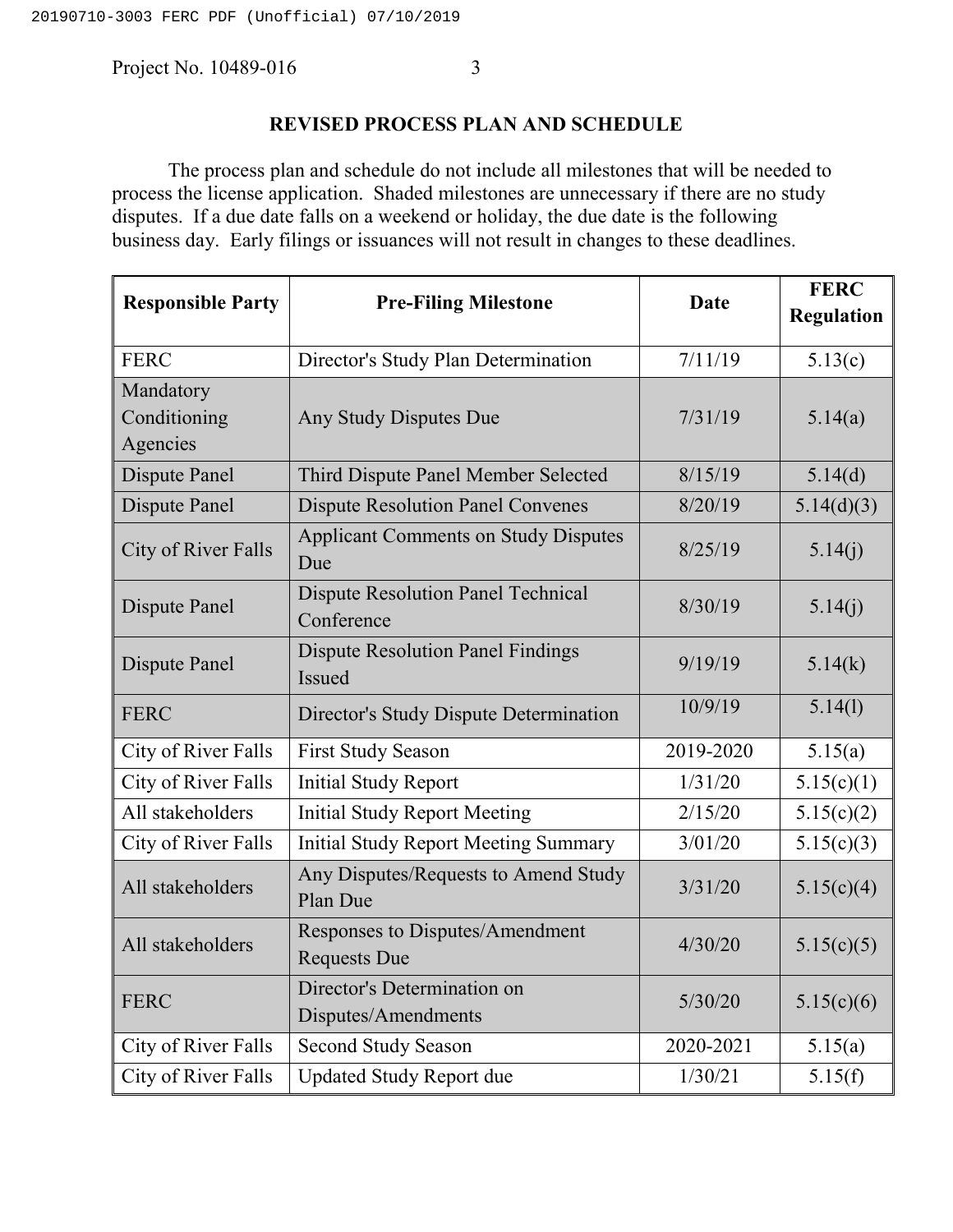## REVISED PROCESS PLAN AND SCHEDULE

The process plan and schedule do not include all milestones that will be needed to process the license application. Shaded milestones are unnecessary if there are no study disputes. If a due date falls on a weekend or holiday, the due date is the following business day. Early filings or issuances will not result in changes to these deadlines.

| Responsible Party | Pre-Filing Milestone | Date | FERC Regulation |
|---|---|---|---|
| FERC | Director's Study Plan Determination | 7/11/19 | 5.13(c) |
| Mandatory Conditioning Agencies | Any Study Disputes Due | 7/31/19 | 5.14(a) |
| Dispute Panel | Third Dispute Panel Member Selected | 8/15/19 | 5.14(d) |
| Dispute Panel | Dispute Resolution Panel Convenes | 8/20/19 | 5.14(d)(3) |
| City of River Falls | Applicant Comments on Study Disputes Due | 8/25/19 | 5.14(j) |
| Dispute Panel | Dispute Resolution Panel Technical Conference | 8/30/19 | 5.14(j) |
| Dispute Panel | Dispute Resolution Panel Findings Issued | 9/19/19 | 5.14(k) |
| FERC | Director's Study Dispute Determination | 10/9/19 | 5.14(l) |
| City of River Falls | First Study Season | 2019-2020 | 5.15(a) |
| City of River Falls | Initial Study Report | 1/31/20 | 5.15(c)(1) |
| All stakeholders | Initial Study Report Meeting | 2/15/20 | 5.15(c)(2) |
| City of River Falls | Initial Study Report Meeting Summary | 3/01/20 | 5.15(c)(3) |
| All stakeholders | Any Disputes/Requests to Amend Study Plan Due | 3/31/20 | 5.15(c)(4) |
| All stakeholders | Responses to Disputes/Amendment Requests Due | 4/30/20 | 5.15(c)(5) |
| FERC | Director's Determination on Disputes/Amendments | 5/30/20 | 5.15(c)(6) |
| City of River Falls | Second Study Season | 2020-2021 | 5.15(a) |
| City of River Falls | Updated Study Report due | 1/30/21 | 5.15(f) |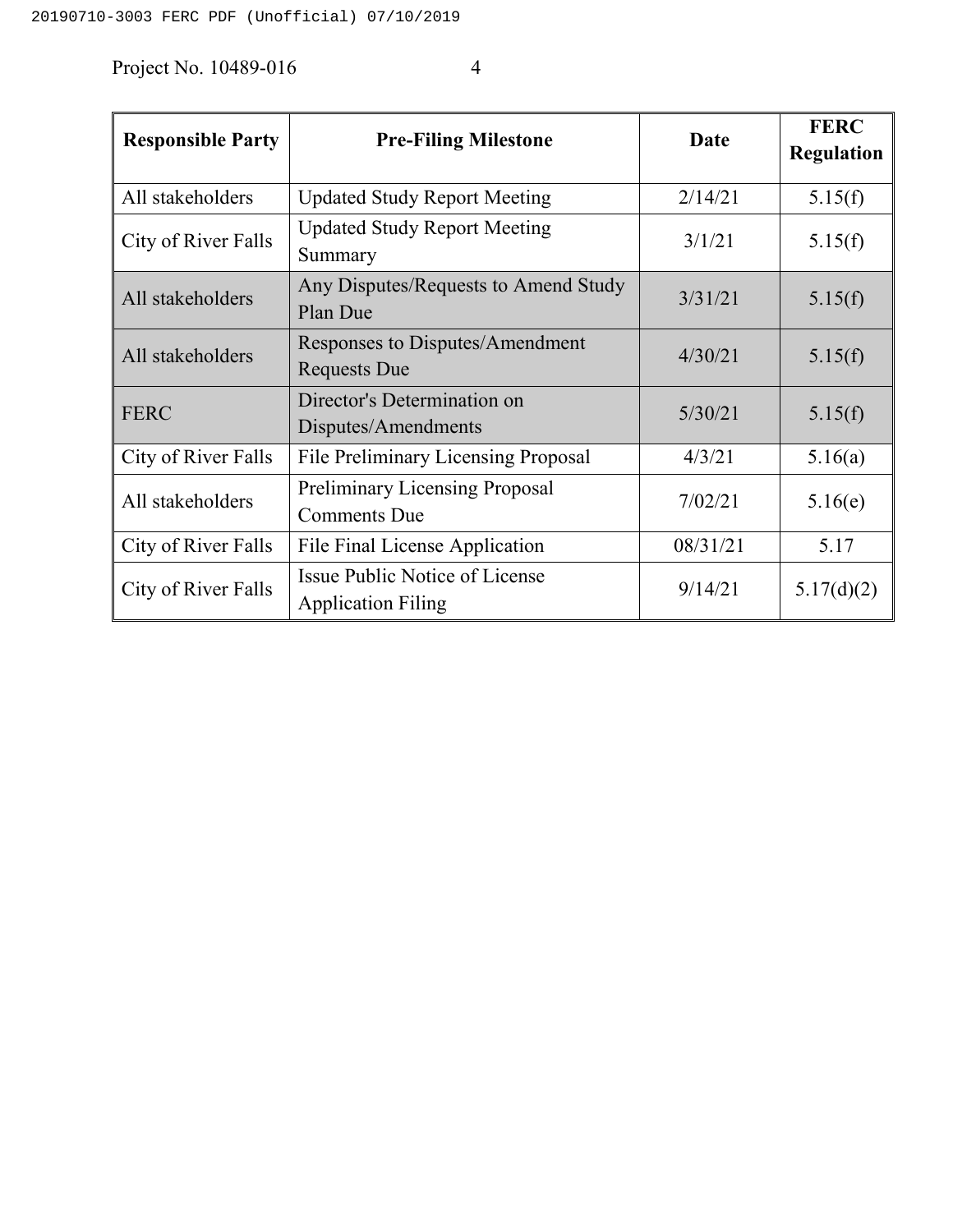| Responsible Party | Pre-Filing Milestone | Date | FERC Regulation |
| --- | --- | --- | --- |
| All stakeholders | Updated Study Report Meeting | 2/14/21 | 5.15(f) |
| City of River Falls | Updated Study Report Meeting Summary | 3/1/21 | 5.15(f) |
| All stakeholders | Any Disputes/Requests to Amend Study Plan Due | 3/31/21 | 5.15(f) |
| All stakeholders | Responses to Disputes/Amendment Requests Due | 4/30/21 | 5.15(f) |
| FERC | Director's Determination on Disputes/Amendments | 5/30/21 | 5.15(f) |
| City of River Falls | File Preliminary Licensing Proposal | 4/3/21 | 5.16(a) |
| All stakeholders | Preliminary Licensing Proposal Comments Due | 7/02/21 | 5.16(e) |
| City of River Falls | File Final License Application | 08/31/21 | 5.17 |
| City of River Falls | Issue Public Notice of License Application Filing | 9/14/21 | 5.17(d)(2) |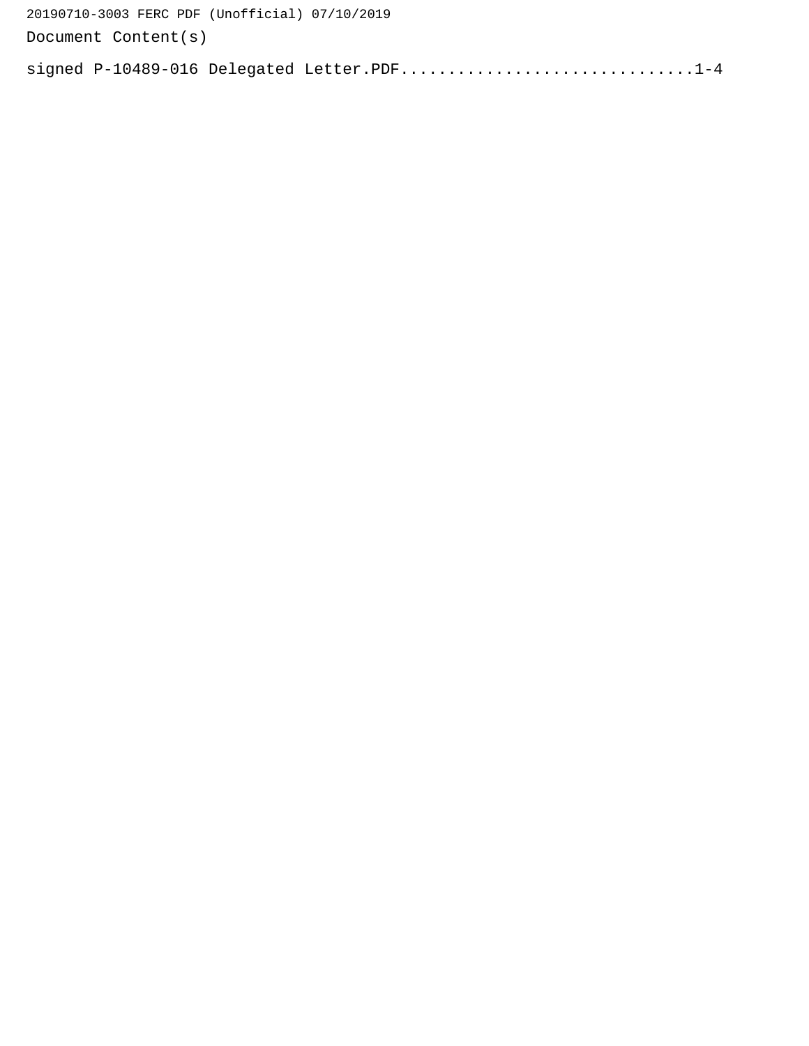20190710-3003 FERC PDF (Unofficial) 07/10/2019

Document Content(s)

signed P-10489-016 Delegated Letter.PDF...............................1-4